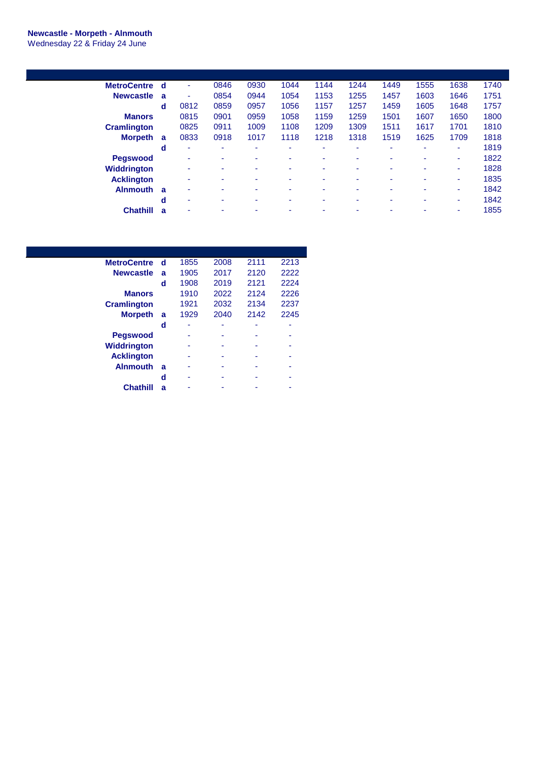**Newcastle - Morpeth - Alnmouth**
Wednesday 22 & Friday 24 June

| | | | | | | | | | | | |
|---|---|---|---|---|---|---|---|---|---|---|---|
| **MetroCentre** | **d** | - | 0846 | 0930 | 1044 | 1144 | 1244 | 1449 | 1555 | 1638 | 1740 |
| **Newcastle** | **a** | - | 0854 | 0944 | 1054 | 1153 | 1255 | 1457 | 1603 | 1646 | 1751 |
| | **d** | 0812 | 0859 | 0957 | 1056 | 1157 | 1257 | 1459 | 1605 | 1648 | 1757 |
| **Manors** | | 0815 | 0901 | 0959 | 1058 | 1159 | 1259 | 1501 | 1607 | 1650 | 1800 |
| **Cramlington** | | 0825 | 0911 | 1009 | 1108 | 1209 | 1309 | 1511 | 1617 | 1701 | 1810 |
| **Morpeth** | **a** | 0833 | 0918 | 1017 | 1118 | 1218 | 1318 | 1519 | 1625 | 1709 | 1818 |
| | **d** | - | - | - | - | - | - | - | - | - | 1819 |
| **Pegswood** | | - | - | - | - | - | - | - | - | - | 1822 |
| **Widdrington** | | - | - | - | - | - | - | - | - | - | 1828 |
| **Acklington** | | - | - | - | - | - | - | - | - | - | 1835 |
| **Alnmouth** | **a** | - | - | - | - | - | - | - | - | - | 1842 |
| | **d** | - | - | - | - | - | - | - | - | - | 1842 |
| **Chathill** | **a** | - | - | - | - | - | - | - | - | - | 1855 |

| | | | | | |
|---|---|---|---|---|---|
| **MetroCentre** | **d** | 1855 | 2008 | 2111 | 2213 |
| **Newcastle** | **a** | 1905 | 2017 | 2120 | 2222 |
| | **d** | 1908 | 2019 | 2121 | 2224 |
| **Manors** | | 1910 | 2022 | 2124 | 2226 |
| **Cramlington** | | 1921 | 2032 | 2134 | 2237 |
| **Morpeth** | **a** | 1929 | 2040 | 2142 | 2245 |
| | **d** | - | - | - | - |
| **Pegswood** | | - | - | - | - |
| **Widdrington** | | - | - | - | - |
| **Acklington** | | - | - | - | - |
| **Alnmouth** | **a** | - | - | - | - |
| | **d** | - | - | - | - |
| **Chathill** | **a** | - | - | - | - |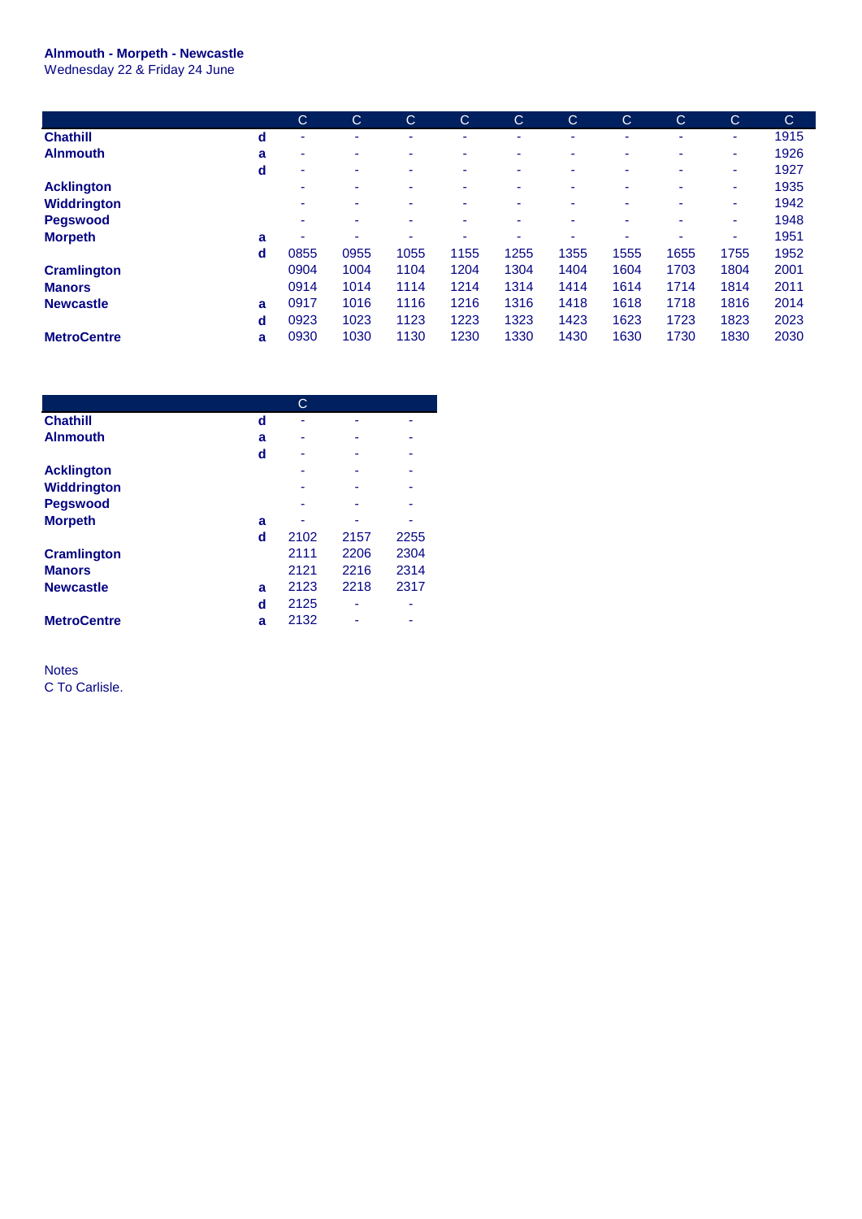**Alnmouth - Morpeth - Newcastle**
Wednesday 22 & Friday 24 June

| | | C | C | C | C | C | C | C | C | C | C |
|---|---|---|---|---|---|---|---|---|---|---|---|
| **Chathill** | d | - | - | - | - | - | - | - | - | - | 1915 |
| **Alnmouth** | a | - | - | - | - | - | - | - | - | - | 1926 |
| | d | - | - | - | - | - | - | - | - | - | 1927 |
| **Acklington** | | - | - | - | - | - | - | - | - | - | 1935 |
| **Widdrington** | | - | - | - | - | - | - | - | - | - | 1942 |
| **Pegswood** | | - | - | - | - | - | - | - | - | - | 1948 |
| **Morpeth** | a | - | - | - | - | - | - | - | - | - | 1951 |
| | d | 0855 | 0955 | 1055 | 1155 | 1255 | 1355 | 1555 | 1655 | 1755 | 1952 |
| **Cramlington** | | 0904 | 1004 | 1104 | 1204 | 1304 | 1404 | 1604 | 1703 | 1804 | 2001 |
| **Manors** | | 0914 | 1014 | 1114 | 1214 | 1314 | 1414 | 1614 | 1714 | 1814 | 2011 |
| **Newcastle** | a | 0917 | 1016 | 1116 | 1216 | 1316 | 1418 | 1618 | 1718 | 1816 | 2014 |
| | d | 0923 | 1023 | 1123 | 1223 | 1323 | 1423 | 1623 | 1723 | 1823 | 2023 |
| **MetroCentre** | a | 0930 | 1030 | 1130 | 1230 | 1330 | 1430 | 1630 | 1730 | 1830 | 2030 |

| | | C | | |
|---|---|---|---|---|
| **Chathill** | d | - | - | - |
| **Alnmouth** | a | - | - | - |
| | d | - | - | - |
| **Acklington** | | - | - | - |
| **Widdrington** | | - | - | - |
| **Pegswood** | | - | - | - |
| **Morpeth** | a | - | - | - |
| | d | 2102 | 2157 | 2255 |
| **Cramlington** | | 2111 | 2206 | 2304 |
| **Manors** | | 2121 | 2216 | 2314 |
| **Newcastle** | a | 2123 | 2218 | 2317 |
| | d | 2125 | - | - |
| **MetroCentre** | a | 2132 | - | - |

Notes
C To Carlisle.